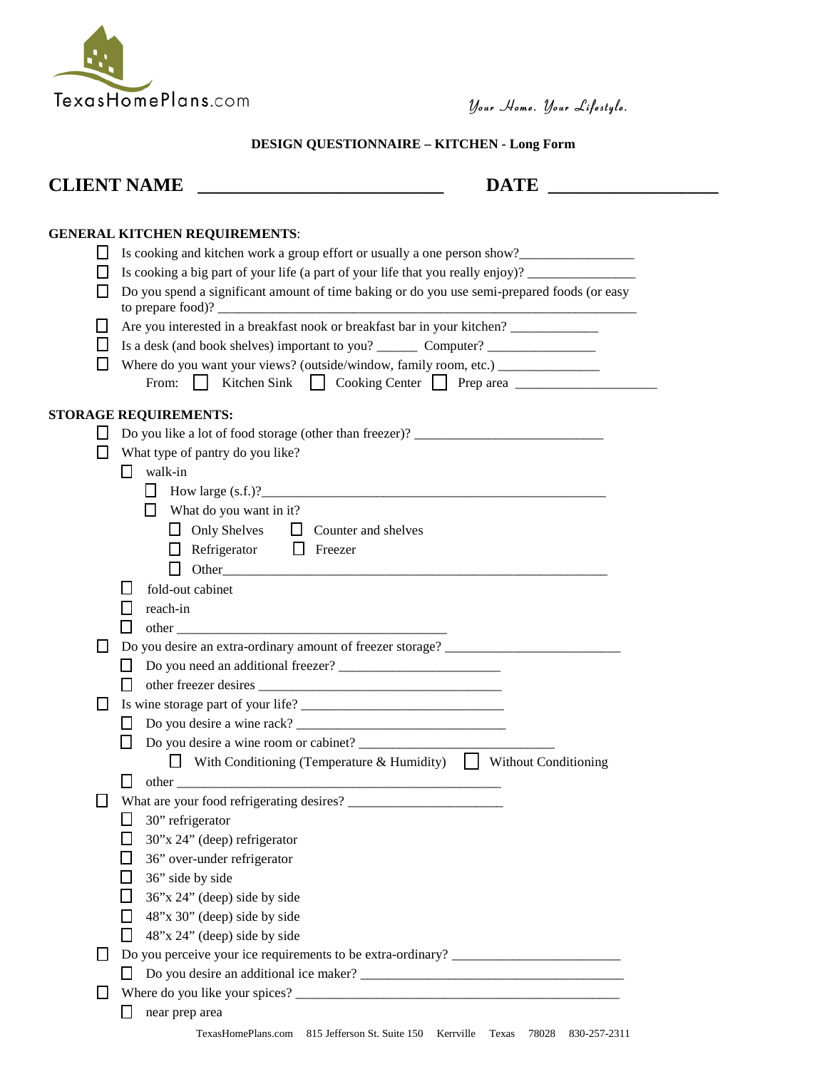TexasHomePlans.com

*Your Home. Your Lifestyle.*

**DESIGN QUESTIONNAIRE – KITCHEN - Long Form**

**CLIENT NAME** ___________________________ **DATE** ___________________

**GENERAL KITCHEN REQUIREMENTS**:

- ☐ Is cooking and kitchen work a group effort or usually a one person show?________________
- ☐ Is cooking a big part of your life (a part of your life that you really enjoy)? ________________
- ☐ Do you spend a significant amount of time baking or do you use semi-prepared foods (or easy to prepare food)? ____________________________________________________________
- ☐ Are you interested in a breakfast nook or breakfast bar in your kitchen? _____________
- ☐ Is a desk (and book shelves) important to you? ______ Computer? ________________
- ☐ Where do you want your views? (outside/window, family room, etc.) _______________
  From: ☐ Kitchen Sink ☐ Cooking Center ☐ Prep area _____________________

**STORAGE REQUIREMENTS:**

- ☐ Do you like a lot of food storage (other than freezer)? ___________________________
- ☐ What type of pantry do you like?
  - ☐ walk-in
    - ☐ How large (s.f.)?_____________________________________________________
    - ☐ What do you want in it?
      - ☐ Only Shelves ☐ Counter and shelves
      - ☐ Refrigerator ☐ Freezer
      - ☐ Other_______________________________________________________
  - ☐ fold-out cabinet
  - ☐ reach-in
  - ☐ other ______________________________________
- ☐ Do you desire an extra-ordinary amount of freezer storage? _________________________
  - ☐ Do you need an additional freezer? _______________________
  - ☐ other freezer desires _____________________________________
- ☐ Is wine storage part of your life? ____________________________
  - ☐ Do you desire a wine rack? ______________________________
  - ☐ Do you desire a wine room or cabinet? ____________________________
    - ☐ With Conditioning (Temperature & Humidity) ☐ Without Conditioning
  - ☐ other _________________________________________________
- ☐ What are your food refrigerating desires? ______________________
  - ☐ 30" refrigerator
  - ☐ 30"x 24" (deep) refrigerator
  - ☐ 36" over-under refrigerator
  - ☐ 36" side by side
  - ☐ 36"x 24" (deep) side by side
  - ☐ 48"x 30" (deep) side by side
  - ☐ 48"x 24" (deep) side by side
- ☐ Do you perceive your ice requirements to be extra-ordinary? ________________________
  - ☐ Do you desire an additional ice maker? _______________________________________
- ☐ Where do you like your spices? _______________________________________________
  - ☐ near prep area

TexasHomePlans.com 815 Jefferson St. Suite 150 Kerrville Texas 78028 830-257-2311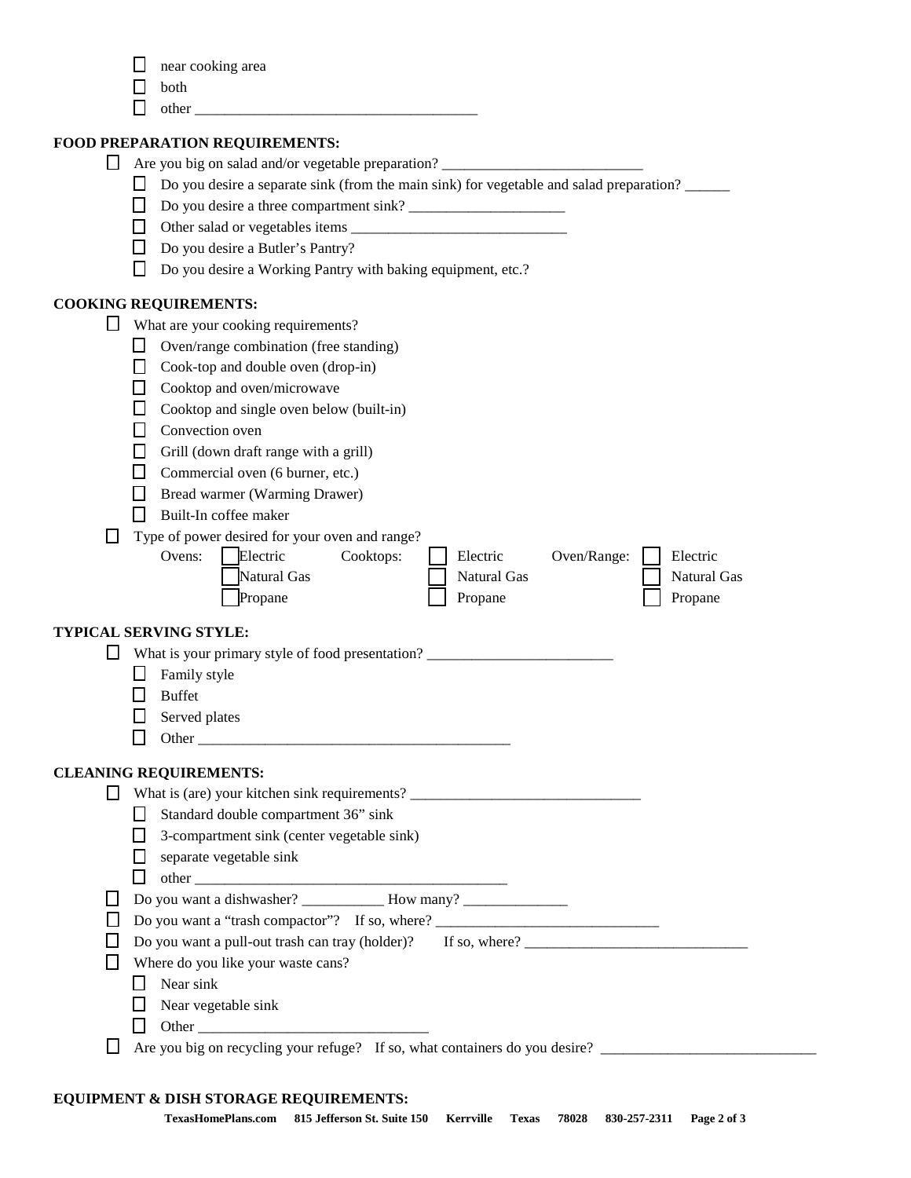- ☐ near cooking area
- ☐ both
- ☐ other \_\_\_\_\_\_\_\_\_\_\_\_\_\_\_\_\_\_\_\_\_\_\_\_\_\_\_\_\_\_\_\_\_\_\_\_\_\_\_\_

**FOOD PREPARATION REQUIREMENTS:**

- ☐ Are you big on salad and/or vegetable preparation? \_\_\_\_\_\_\_\_\_\_\_\_\_\_\_\_\_\_\_\_\_\_\_\_\_\_\_\_
  - ☐ Do you desire a separate sink (from the main sink) for vegetable and salad preparation? \_\_\_\_\_\_
  - ☐ Do you desire a three compartment sink? \_\_\_\_\_\_\_\_\_\_\_\_\_\_\_\_\_\_\_\_\_\_
  - ☐ Other salad or vegetables items \_\_\_\_\_\_\_\_\_\_\_\_\_\_\_\_\_\_\_\_\_\_\_\_\_\_\_\_\_\_\_
  - ☐ Do you desire a Butler's Pantry?
  - ☐ Do you desire a Working Pantry with baking equipment, etc.?

**COOKING REQUIREMENTS:**

- ☐ What are your cooking requirements?
  - ☐ Oven/range combination (free standing)
  - ☐ Cook-top and double oven (drop-in)
  - ☐ Cooktop and oven/microwave
  - ☐ Cooktop and single oven below (built-in)
  - ☐ Convection oven
  - ☐ Grill (down draft range with a grill)
  - ☐ Commercial oven (6 burner, etc.)
  - ☐ Bread warmer (Warming Drawer)
  - ☐ Built-In coffee maker
- ☐ Type of power desired for your oven and range?

| Ovens: | Cooktops: | Oven/Range: |
|---|---|---|
| ☐ Electric | ☐ Electric | ☐ Electric |
| ☐ Natural Gas | ☐ Natural Gas | ☐ Natural Gas |
| ☐ Propane | ☐ Propane | ☐ Propane |

**TYPICAL SERVING STYLE:**

- ☐ What is your primary style of food presentation? \_\_\_\_\_\_\_\_\_\_\_\_\_\_\_\_\_\_\_\_\_\_\_\_\_\_\_
  - ☐ Family style
  - ☐ Buffet
  - ☐ Served plates
  - ☐ Other \_\_\_\_\_\_\_\_\_\_\_\_\_\_\_\_\_\_\_\_\_\_\_\_\_\_\_\_\_\_\_\_\_\_\_\_\_\_\_\_\_\_\_\_\_

**CLEANING REQUIREMENTS:**

- ☐ What is (are) your kitchen sink requirements? \_\_\_\_\_\_\_\_\_\_\_\_\_\_\_\_\_\_\_\_\_\_\_\_\_\_\_\_\_\_\_\_\_\_
  - ☐ Standard double compartment 36" sink
  - ☐ 3-compartment sink (center vegetable sink)
  - ☐ separate vegetable sink
  - ☐ other \_\_\_\_\_\_\_\_\_\_\_\_\_\_\_\_\_\_\_\_\_\_\_\_\_\_\_\_\_\_\_\_\_\_\_\_\_\_\_\_\_\_\_\_\_
- ☐ Do you want a dishwasher? \_\_\_\_\_\_\_\_\_\_\_\_ How many? \_\_\_\_\_\_\_\_\_\_\_\_\_\_\_
- ☐ Do you want a "trash compactor"? If so, where? \_\_\_\_\_\_\_\_\_\_\_\_\_\_\_\_\_\_\_\_\_\_\_\_\_\_\_\_\_\_\_\_\_\_
- ☐ Do you want a pull-out trash can tray (holder)? If so, where? \_\_\_\_\_\_\_\_\_\_\_\_\_\_\_\_\_\_\_\_\_\_\_\_\_\_\_\_\_\_\_\_\_\_
- ☐ Where do you like your waste cans?
  - ☐ Near sink
  - ☐ Near vegetable sink
  - ☐ Other \_\_\_\_\_\_\_\_\_\_\_\_\_\_\_\_\_\_\_\_\_\_\_\_\_\_\_\_\_\_\_\_\_\_
- ☐ Are you big on recycling your refuge? If so, what containers do you desire? \_\_\_\_\_\_\_\_\_\_\_\_\_\_\_\_\_\_\_\_\_\_\_\_\_\_\_\_\_\_\_\_

**EQUIPMENT & DISH STORAGE REQUIREMENTS:**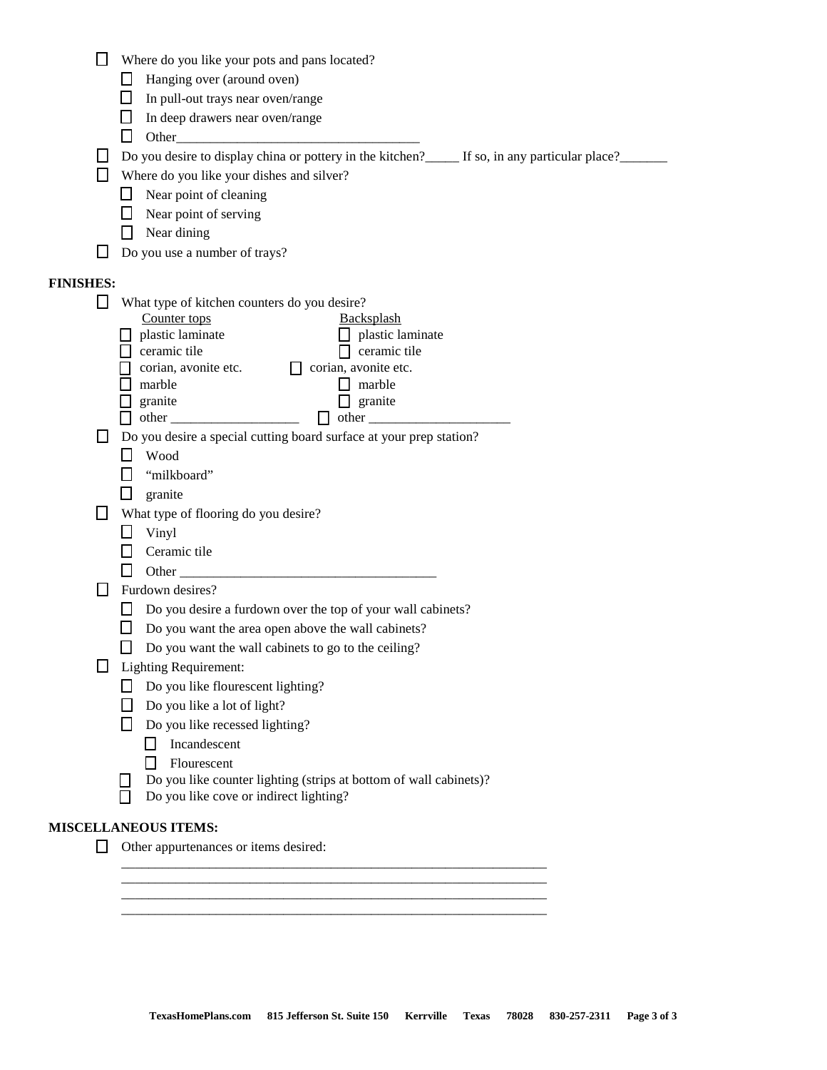- ☐ Where do you like your pots and pans located?
  - ☐ Hanging over (around oven)
  - ☐ In pull-out trays near oven/range
  - ☐ In deep drawers near oven/range
  - ☐ Other___________________________________
- ☐ Do you desire to display china or pottery in the kitchen?_____ If so, in any particular place?_______
- ☐ Where do you like your dishes and silver?
  - ☐ Near point of cleaning
  - ☐ Near point of serving
  - ☐ Near dining
- ☐ Do you use a number of trays?

**FINISHES:**

- ☐ What type of kitchen counters do you desire?

| Counter tops | Backsplash |
|---|---|
| ☐ plastic laminate | ☐ plastic laminate |
| ☐ ceramic tile | ☐ ceramic tile |
| ☐ corian, avonite etc. | ☐ corian, avonite etc. |
| ☐ marble | ☐ marble |
| ☐ granite | ☐ granite |
| ☐ other ___________________ | ☐ other _____________________ |

- ☐ Do you desire a special cutting board surface at your prep station?
  - ☐ Wood
  - ☐ "milkboard"
  - ☐ granite
- ☐ What type of flooring do you desire?
  - ☐ Vinyl
  - ☐ Ceramic tile
  - ☐ Other _____________________________________
- ☐ Furdown desires?
  - ☐ Do you desire a furdown over the top of your wall cabinets?
  - ☐ Do you want the area open above the wall cabinets?
  - ☐ Do you want the wall cabinets to go to the ceiling?
- ☐ Lighting Requirement:
  - ☐ Do you like flourescent lighting?
  - ☐ Do you like a lot of light?
  - ☐ Do you like recessed lighting?
    - ☐ Incandescent
    - ☐ Flourescent
  - ☐ Do you like counter lighting (strips at bottom of wall cabinets)?
  - ☐ Do you like cove or indirect lighting?

**MISCELLANEOUS ITEMS:**

- ☐ Other appurtenances or items desired:

_________________________________________________________________
_________________________________________________________________
_________________________________________________________________
_________________________________________________________________

**TexasHomePlans.com 815 Jefferson St. Suite 150 Kerrville Texas 78028 830-257-2311**